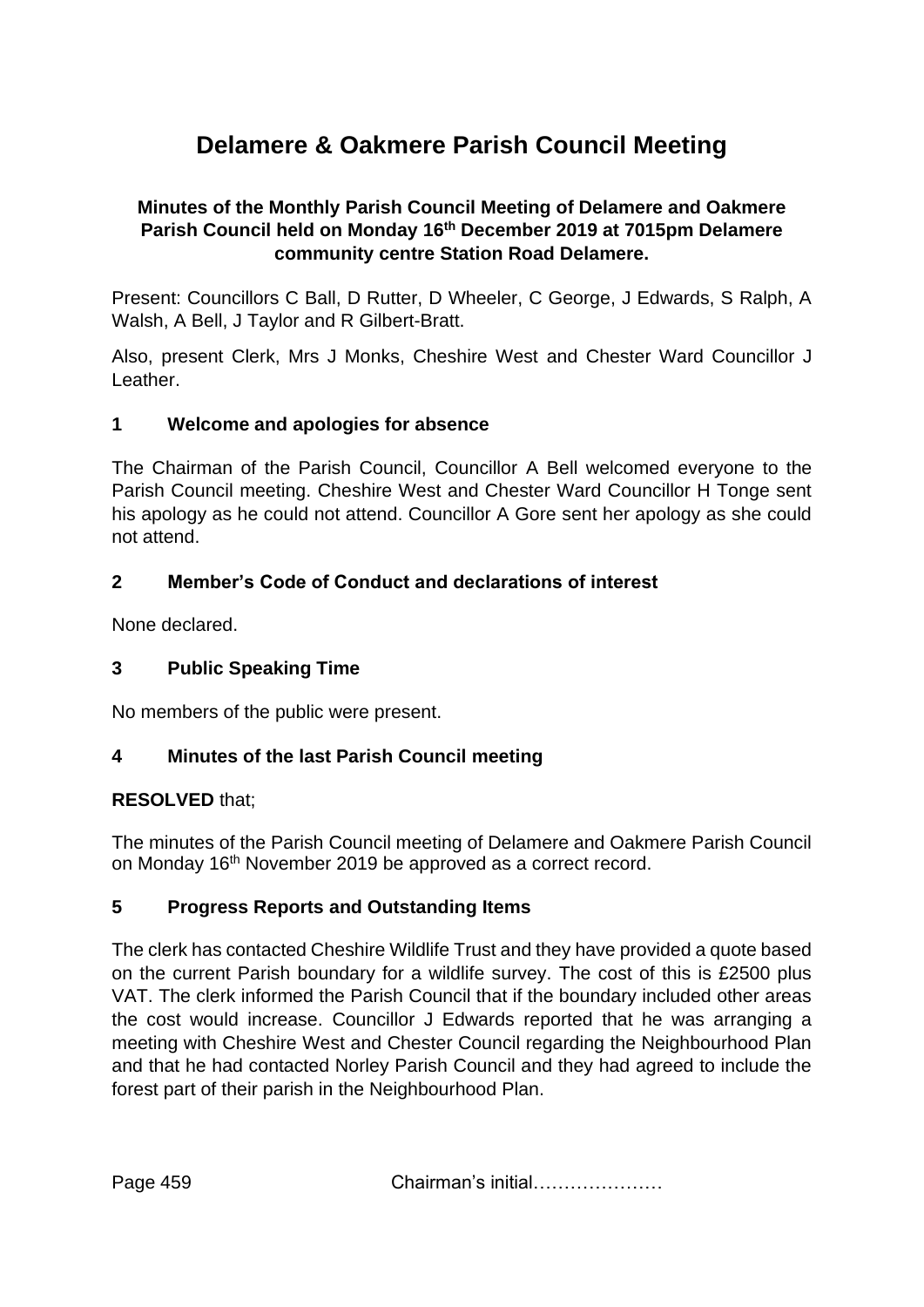# Delamere & Oakmere Parish Council Meeting

**Minutes of the Monthly Parish Council Meeting of Delamere and Oakmere Parish Council held on Monday 16th December 2019 at 7015pm Delamere community centre Station Road Delamere.**

Present: Councillors C Ball, D Rutter, D Wheeler, C George, J Edwards, S Ralph, A Walsh, A Bell, J Taylor and R Gilbert-Bratt.

Also, present Clerk, Mrs J Monks, Cheshire West and Chester Ward Councillor J Leather.

## 1 Welcome and apologies for absence

The Chairman of the Parish Council, Councillor A Bell welcomed everyone to the Parish Council meeting. Cheshire West and Chester Ward Councillor H Tonge sent his apology as he could not attend. Councillor A Gore sent her apology as she could not attend.

## 2 Member's Code of Conduct and declarations of interest

None declared.

## 3 Public Speaking Time

No members of the public were present.

## 4 Minutes of the last Parish Council meeting

**RESOLVED** that;

The minutes of the Parish Council meeting of Delamere and Oakmere Parish Council on Monday 16th November 2019 be approved as a correct record.

## 5 Progress Reports and Outstanding Items

The clerk has contacted Cheshire Wildlife Trust and they have provided a quote based on the current Parish boundary for a wildlife survey. The cost of this is £2500 plus VAT. The clerk informed the Parish Council that if the boundary included other areas the cost would increase. Councillor J Edwards reported that he was arranging a meeting with Cheshire West and Chester Council regarding the Neighbourhood Plan and that he had contacted Norley Parish Council and they had agreed to include the forest part of their parish in the Neighbourhood Plan.

Chairman's initial…………………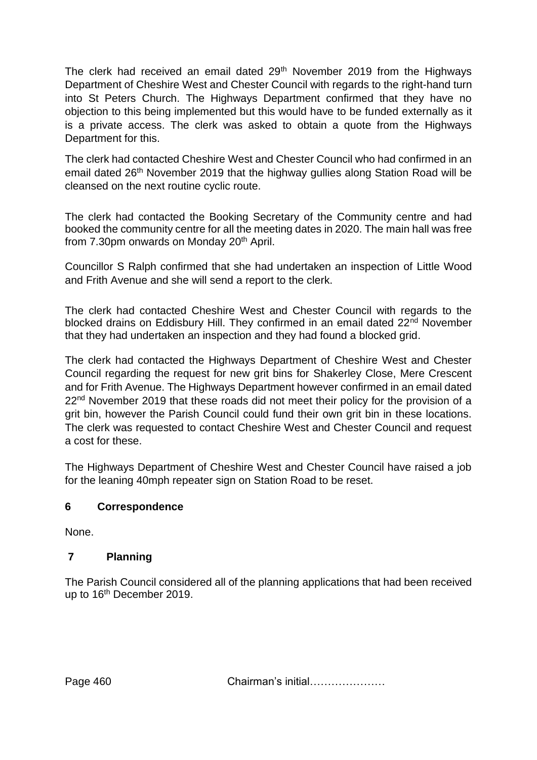The clerk had received an email dated 29th November 2019 from the Highways Department of Cheshire West and Chester Council with regards to the right-hand turn into St Peters Church. The Highways Department confirmed that they have no objection to this being implemented but this would have to be funded externally as it is a private access. The clerk was asked to obtain a quote from the Highways Department for this.

The clerk had contacted Cheshire West and Chester Council who had confirmed in an email dated 26th November 2019 that the highway gullies along Station Road will be cleansed on the next routine cyclic route.

The clerk had contacted the Booking Secretary of the Community centre and had booked the community centre for all the meeting dates in 2020. The main hall was free from 7.30pm onwards on Monday 20th April.

Councillor S Ralph confirmed that she had undertaken an inspection of Little Wood and Frith Avenue and she will send a report to the clerk.

The clerk had contacted Cheshire West and Chester Council with regards to the blocked drains on Eddisbury Hill. They confirmed in an email dated 22nd November that they had undertaken an inspection and they had found a blocked grid.

The clerk had contacted the Highways Department of Cheshire West and Chester Council regarding the request for new grit bins for Shakerley Close, Mere Crescent and for Frith Avenue. The Highways Department however confirmed in an email dated 22nd November 2019 that these roads did not meet their policy for the provision of a grit bin, however the Parish Council could fund their own grit bin in these locations. The clerk was requested to contact Cheshire West and Chester Council and request a cost for these.

The Highways Department of Cheshire West and Chester Council have raised a job for the leaning 40mph repeater sign on Station Road to be reset.

## 6 Correspondence

None.

## 7 Planning

The Parish Council considered all of the planning applications that had been received up to 16th December 2019.

Chairman's initial…………………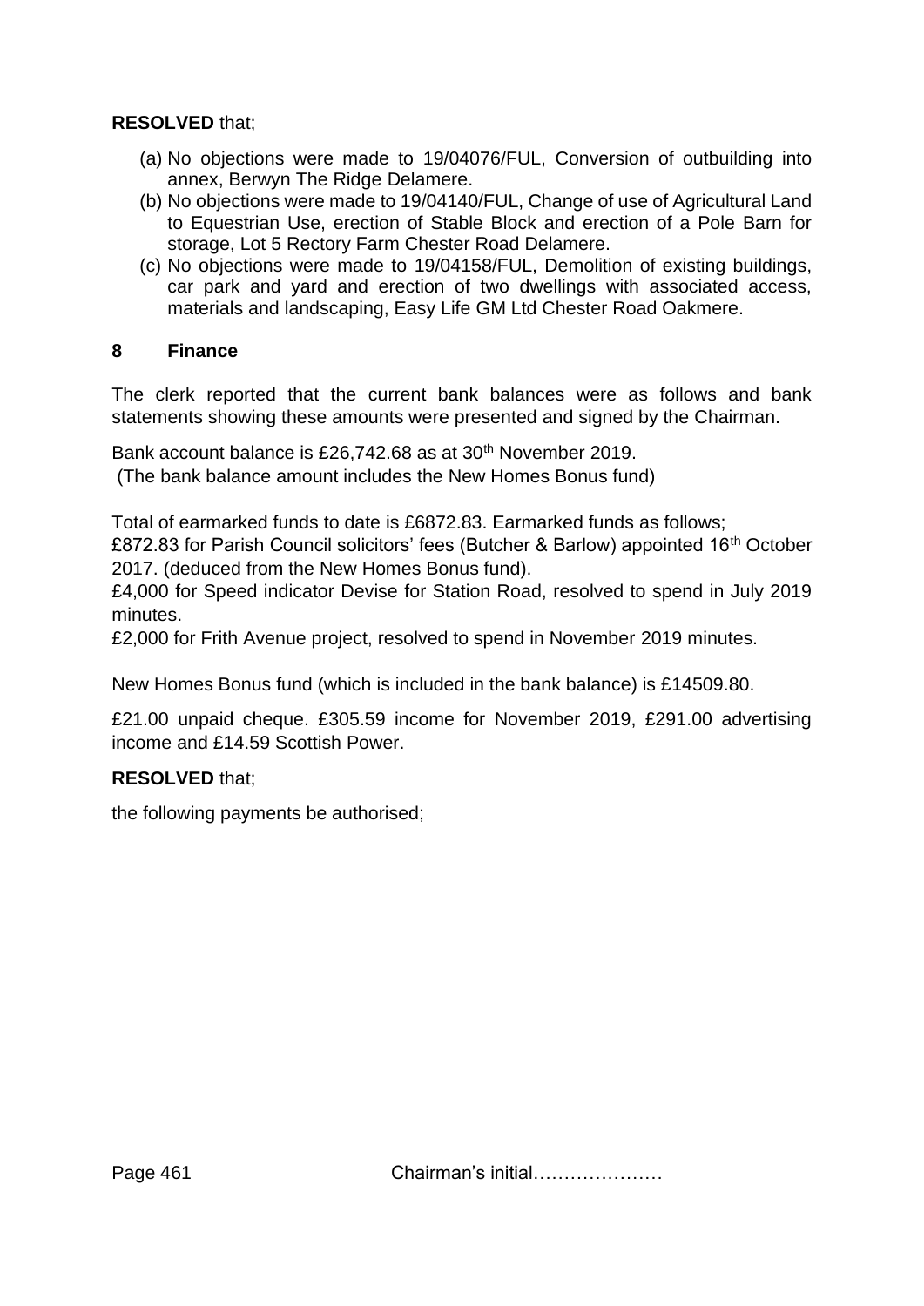**RESOLVED** that;

(a) No objections were made to 19/04076/FUL, Conversion of outbuilding into annex, Berwyn The Ridge Delamere.
(b) No objections were made to 19/04140/FUL, Change of use of Agricultural Land to Equestrian Use, erection of Stable Block and erection of a Pole Barn for storage, Lot 5 Rectory Farm Chester Road Delamere.
(c) No objections were made to 19/04158/FUL, Demolition of existing buildings, car park and yard and erection of two dwellings with associated access, materials and landscaping, Easy Life GM Ltd Chester Road Oakmere.

## 8 Finance

The clerk reported that the current bank balances were as follows and bank statements showing these amounts were presented and signed by the Chairman.

Bank account balance is £26,742.68 as at 30th November 2019.
(The bank balance amount includes the New Homes Bonus fund)

Total of earmarked funds to date is £6872.83. Earmarked funds as follows;
£872.83 for Parish Council solicitors' fees (Butcher & Barlow) appointed 16th October 2017. (deduced from the New Homes Bonus fund).
£4,000 for Speed indicator Devise for Station Road, resolved to spend in July 2019 minutes.
£2,000 for Frith Avenue project, resolved to spend in November 2019 minutes.

New Homes Bonus fund (which is included in the bank balance) is £14509.80.

£21.00 unpaid cheque. £305.59 income for November 2019, £291.00 advertising income and £14.59 Scottish Power.

**RESOLVED** that;

the following payments be authorised;

Chairman's initial…………………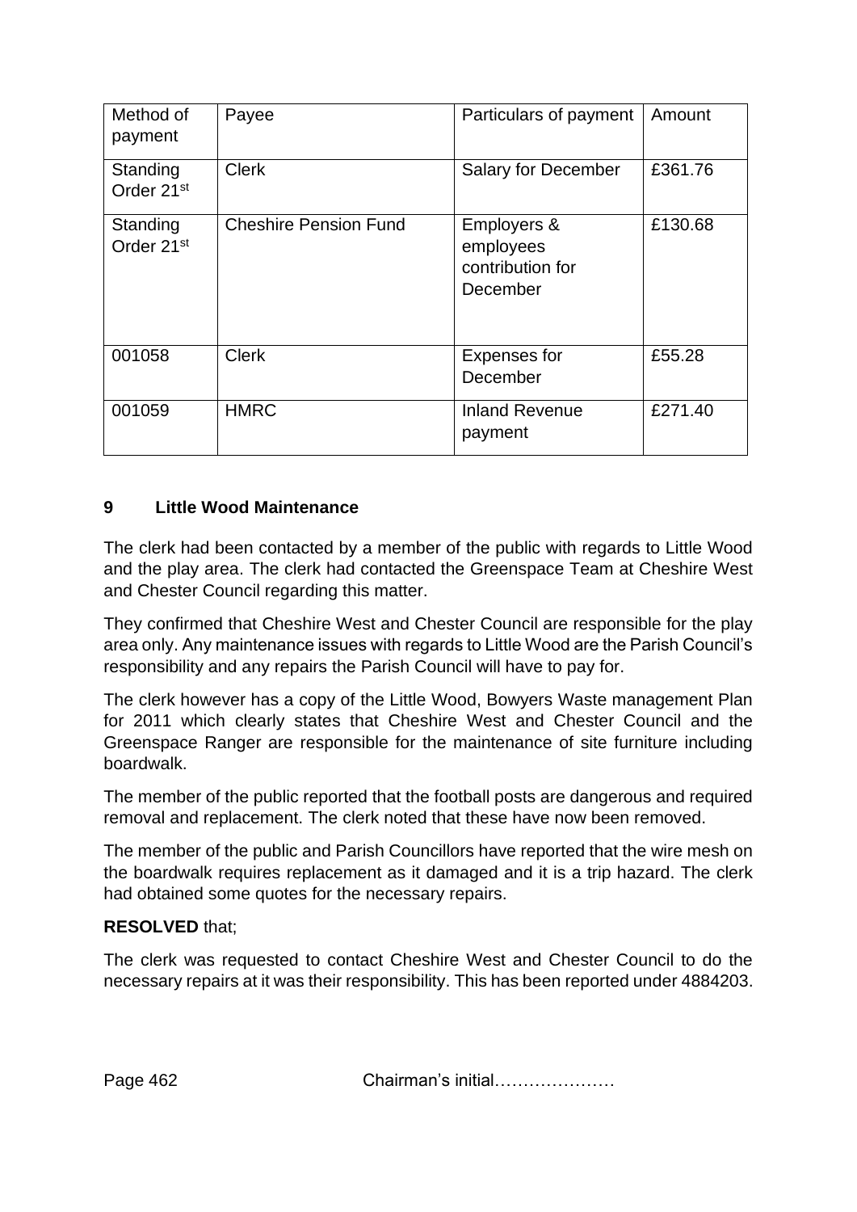| Method of payment | Payee | Particulars of payment | Amount |
|---|---|---|---|
| Standing Order 21st | Clerk | Salary for December | £361.76 |
| Standing Order 21st | Cheshire Pension Fund | Employers & employees contribution for December | £130.68 |
| 001058 | Clerk | Expenses for December | £55.28 |
| 001059 | HMRC | Inland Revenue payment | £271.40 |

## 9 Little Wood Maintenance

The clerk had been contacted by a member of the public with regards to Little Wood and the play area. The clerk had contacted the Greenspace Team at Cheshire West and Chester Council regarding this matter.

They confirmed that Cheshire West and Chester Council are responsible for the play area only. Any maintenance issues with regards to Little Wood are the Parish Council's responsibility and any repairs the Parish Council will have to pay for.

The clerk however has a copy of the Little Wood, Bowyers Waste management Plan for 2011 which clearly states that Cheshire West and Chester Council and the Greenspace Ranger are responsible for the maintenance of site furniture including boardwalk.

The member of the public reported that the football posts are dangerous and required removal and replacement. The clerk noted that these have now been removed.

The member of the public and Parish Councillors have reported that the wire mesh on the boardwalk requires replacement as it damaged and it is a trip hazard. The clerk had obtained some quotes for the necessary repairs.

**RESOLVED** that;

The clerk was requested to contact Cheshire West and Chester Council to do the necessary repairs at it was their responsibility. This has been reported under 4884203.

Page 462 Chairman's initial…………………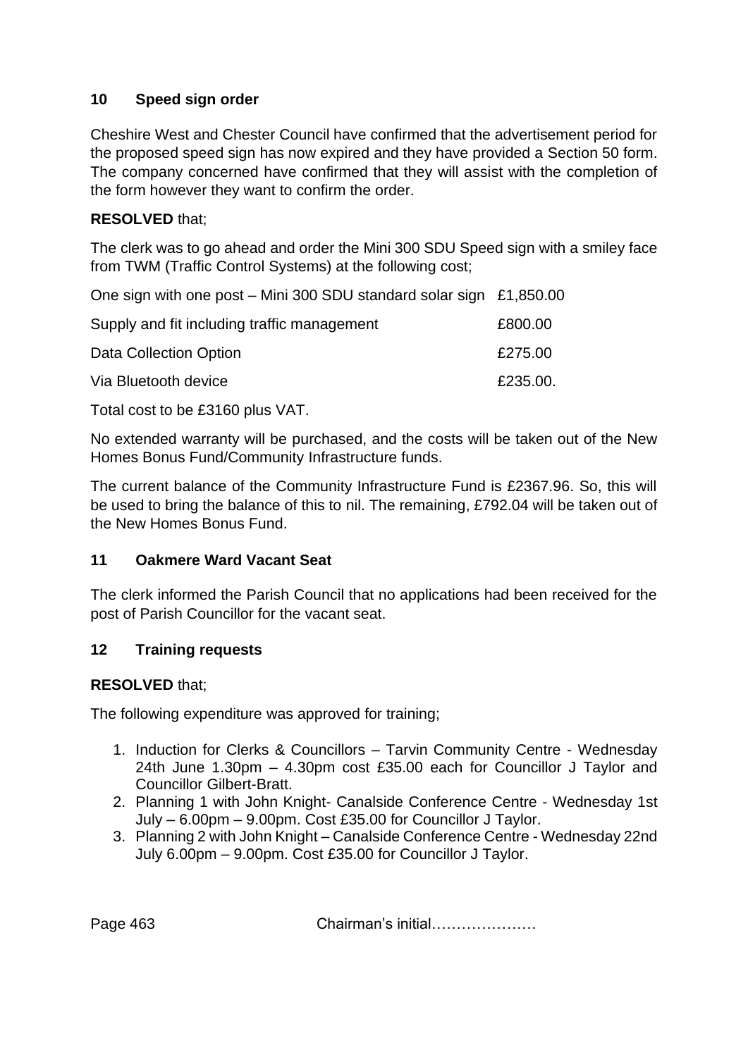## 10 Speed sign order

Cheshire West and Chester Council have confirmed that the advertisement period for the proposed speed sign has now expired and they have provided a Section 50 form. The company concerned have confirmed that they will assist with the completion of the form however they want to confirm the order.

**RESOLVED** that;

The clerk was to go ahead and order the Mini 300 SDU Speed sign with a smiley face from TWM (Traffic Control Systems) at the following cost;

| | |
|---|---|
| One sign with one post – Mini 300 SDU standard solar sign | £1,850.00 |
| Supply and fit including traffic management | £800.00 |
| Data Collection Option | £275.00 |
| Via Bluetooth device | £235.00. |

Total cost to be £3160 plus VAT.

No extended warranty will be purchased, and the costs will be taken out of the New Homes Bonus Fund/Community Infrastructure funds.

The current balance of the Community Infrastructure Fund is £2367.96. So, this will be used to bring the balance of this to nil. The remaining, £792.04 will be taken out of the New Homes Bonus Fund.

## 11 Oakmere Ward Vacant Seat

The clerk informed the Parish Council that no applications had been received for the post of Parish Councillor for the vacant seat.

## 12 Training requests

**RESOLVED** that;

The following expenditure was approved for training;

1. Induction for Clerks & Councillors – Tarvin Community Centre - Wednesday 24th June 1.30pm – 4.30pm cost £35.00 each for Councillor J Taylor and Councillor Gilbert-Bratt.
2. Planning 1 with John Knight- Canalside Conference Centre - Wednesday 1st July – 6.00pm – 9.00pm. Cost £35.00 for Councillor J Taylor.
3. Planning 2 with John Knight – Canalside Conference Centre - Wednesday 22nd July 6.00pm – 9.00pm. Cost £35.00 for Councillor J Taylor.

Chairman's initial…………………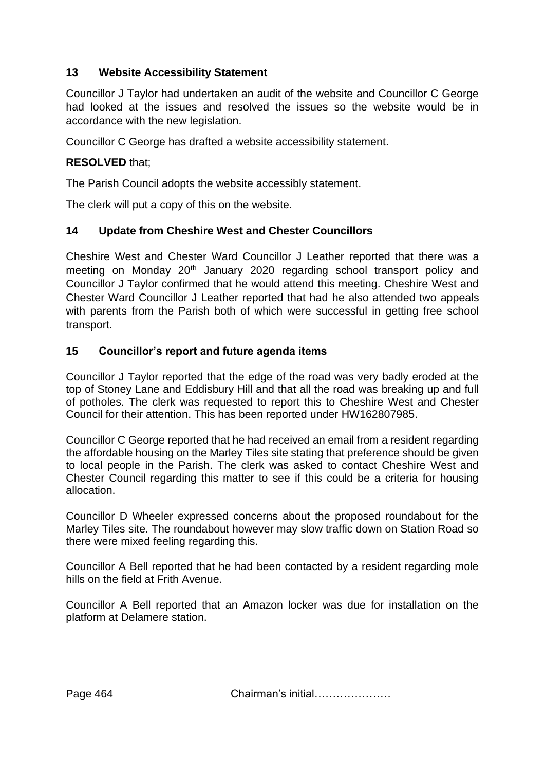## 13 Website Accessibility Statement

Councillor J Taylor had undertaken an audit of the website and Councillor C George had looked at the issues and resolved the issues so the website would be in accordance with the new legislation.

Councillor C George has drafted a website accessibility statement.

**RESOLVED** that;

The Parish Council adopts the website accessibly statement.

The clerk will put a copy of this on the website.

## 14 Update from Cheshire West and Chester Councillors

Cheshire West and Chester Ward Councillor J Leather reported that there was a meeting on Monday 20th January 2020 regarding school transport policy and Councillor J Taylor confirmed that he would attend this meeting. Cheshire West and Chester Ward Councillor J Leather reported that had he also attended two appeals with parents from the Parish both of which were successful in getting free school transport.

## 15 Councillor's report and future agenda items

Councillor J Taylor reported that the edge of the road was very badly eroded at the top of Stoney Lane and Eddisbury Hill and that all the road was breaking up and full of potholes. The clerk was requested to report this to Cheshire West and Chester Council for their attention. This has been reported under HW162807985.

Councillor C George reported that he had received an email from a resident regarding the affordable housing on the Marley Tiles site stating that preference should be given to local people in the Parish. The clerk was asked to contact Cheshire West and Chester Council regarding this matter to see if this could be a criteria for housing allocation.

Councillor D Wheeler expressed concerns about the proposed roundabout for the Marley Tiles site. The roundabout however may slow traffic down on Station Road so there were mixed feeling regarding this.

Councillor A Bell reported that he had been contacted by a resident regarding mole hills on the field at Frith Avenue.

Councillor A Bell reported that an Amazon locker was due for installation on the platform at Delamere station.

Chairman's initial…………………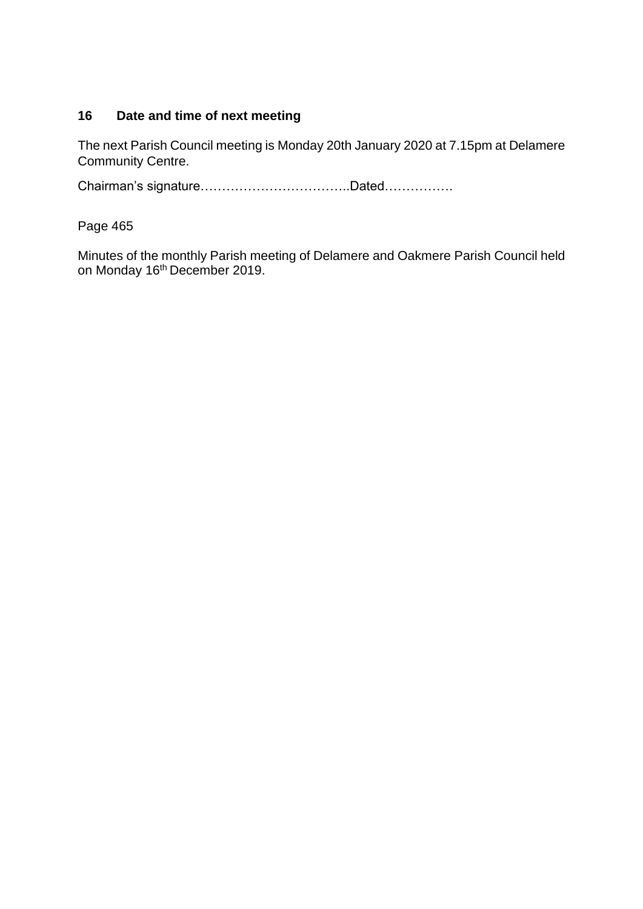## 16 Date and time of next meeting

The next Parish Council meeting is Monday 20th January 2020 at 7.15pm at Delamere Community Centre.

Chairman's signature……………………………..Dated…………….